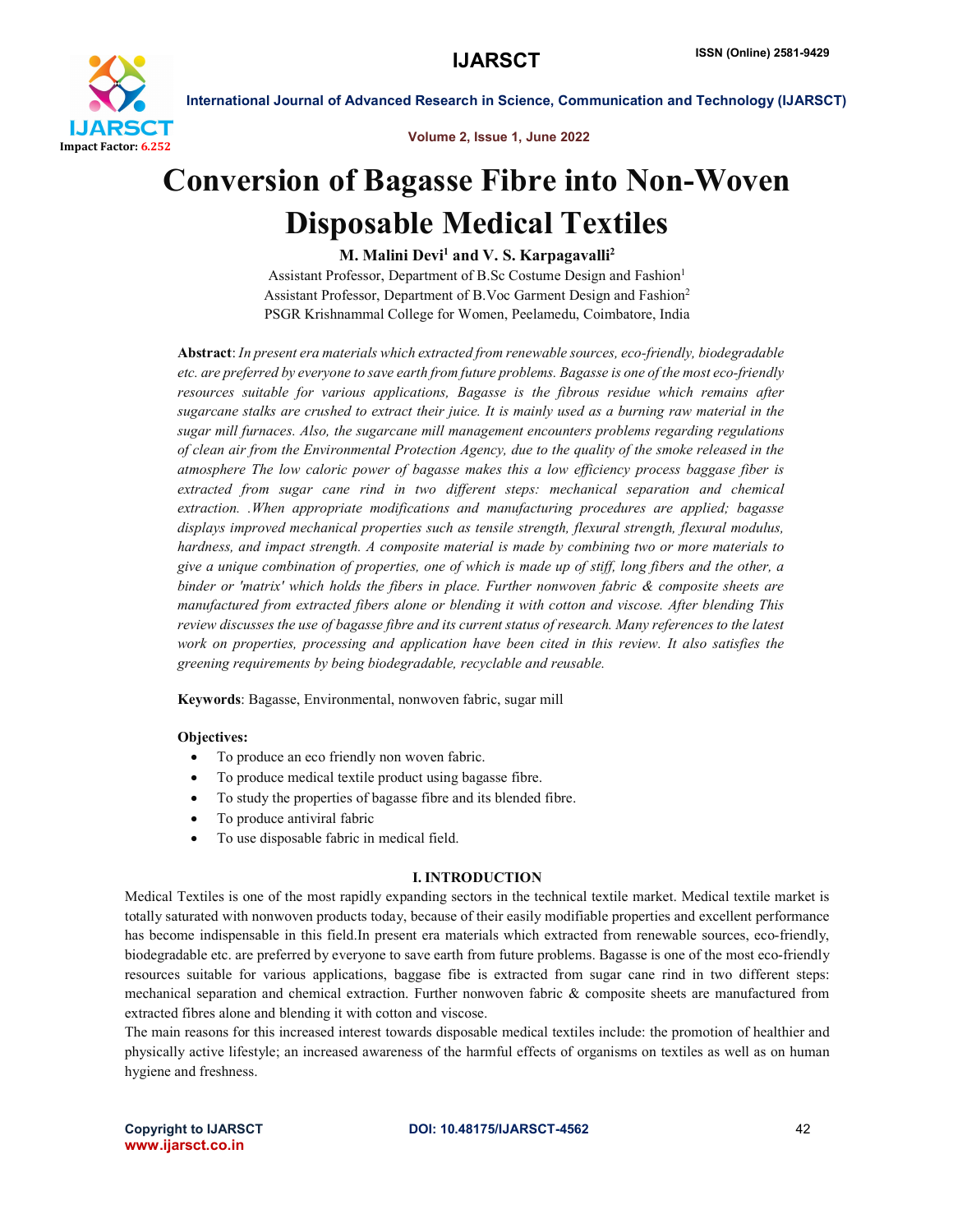# Conversion of Bagasse Fibre into Non-Woven Disposable Medical Textiles

**M. Malini Devi[1] and V. S. Karpagavalli[2]**

Assistant Professor, Department of B.Sc Costume Design and Fashion[1]
Assistant Professor, Department of B.Voc Garment Design and Fashion[2]
PSGR Krishnammal College for Women, Peelamedu, Coimbatore, India

**Abstract**: *In present era materials which extracted from renewable sources, eco-friendly, biodegradable etc. are preferred by everyone to save earth from future problems. Bagasse is one of the most eco-friendly resources suitable for various applications, Bagasse is the fibrous residue which remains after sugarcane stalks are crushed to extract their juice. It is mainly used as a burning raw material in the sugar mill furnaces. Also, the sugarcane mill management encounters problems regarding regulations of clean air from the Environmental Protection Agency, due to the quality of the smoke released in the atmosphere The low caloric power of bagasse makes this a low efficiency process baggase fiber is extracted from sugar cane rind in two different steps: mechanical separation and chemical extraction. .When appropriate modifications and manufacturing procedures are applied; bagasse displays improved mechanical properties such as tensile strength, flexural strength, flexural modulus, hardness, and impact strength. A composite material is made by combining two or more materials to give a unique combination of properties, one of which is made up of stiff, long fibers and the other, a binder or 'matrix' which holds the fibers in place. Further nonwoven fabric & composite sheets are manufactured from extracted fibers alone or blending it with cotton and viscose. After blending This review discusses the use of bagasse fibre and its current status of research. Many references to the latest work on properties, processing and application have been cited in this review. It also satisfies the greening requirements by being biodegradable, recyclable and reusable.*

**Keywords**: Bagasse, Environmental, nonwoven fabric, sugar mill

**Objectives:**

- To produce an eco friendly non woven fabric.
- To produce medical textile product using bagasse fibre.
- To study the properties of bagasse fibre and its blended fibre.
- To produce antiviral fabric
- To use disposable fabric in medical field.

## I. INTRODUCTION

Medical Textiles is one of the most rapidly expanding sectors in the technical textile market. Medical textile market is totally saturated with nonwoven products today, because of their easily modifiable properties and excellent performance has become indispensable in this field.In present era materials which extracted from renewable sources, eco-friendly, biodegradable etc. are preferred by everyone to save earth from future problems. Bagasse is one of the most eco-friendly resources suitable for various applications, baggase fibe is extracted from sugar cane rind in two different steps: mechanical separation and chemical extraction. Further nonwoven fabric & composite sheets are manufactured from extracted fibres alone and blending it with cotton and viscose.

The main reasons for this increased interest towards disposable medical textiles include: the promotion of healthier and physically active lifestyle; an increased awareness of the harmful effects of organisms on textiles as well as on human hygiene and freshness.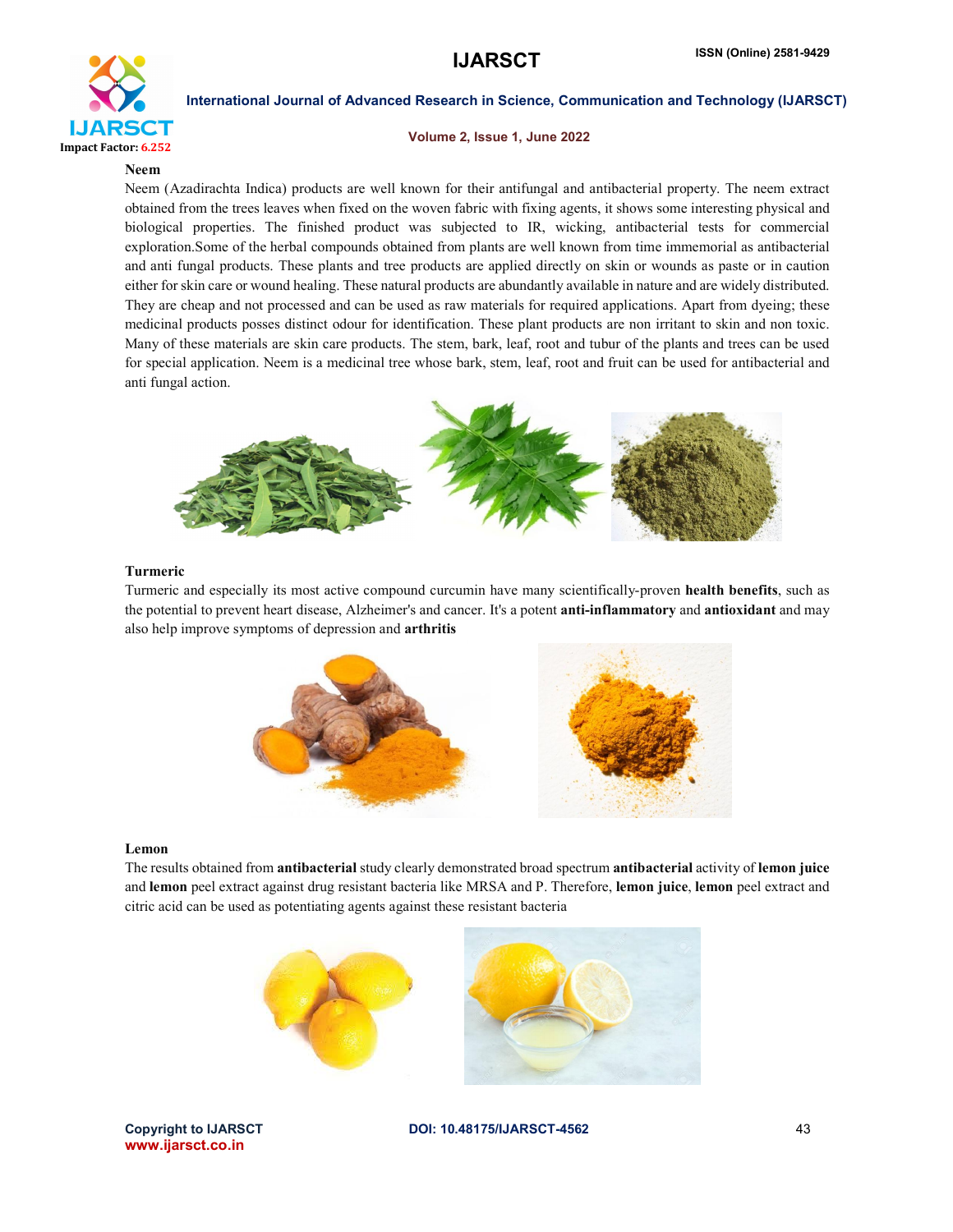**Neem**

Neem (Azadirachta Indica) products are well known for their antifungal and antibacterial property. The neem extract obtained from the trees leaves when fixed on the woven fabric with fixing agents, it shows some interesting physical and biological properties. The finished product was subjected to IR, wicking, antibacterial tests for commercial exploration.Some of the herbal compounds obtained from plants are well known from time immemorial as antibacterial and anti fungal products. These plants and tree products are applied directly on skin or wounds as paste or in caution either for skin care or wound healing. These natural products are abundantly available in nature and are widely distributed. They are cheap and not processed and can be used as raw materials for required applications. Apart from dyeing; these medicinal products posses distinct odour for identification. These plant products are non irritant to skin and non toxic. Many of these materials are skin care products. The stem, bark, leaf, root and tubur of the plants and trees can be used for special application. Neem is a medicinal tree whose bark, stem, leaf, root and fruit can be used for antibacterial and anti fungal action.

**Turmeric**

Turmeric and especially its most active compound curcumin have many scientifically-proven **health benefits**, such as the potential to prevent heart disease, Alzheimer's and cancer. It's a potent **anti-inflammatory** and **antioxidant** and may also help improve symptoms of depression and **arthritis**

**Lemon**

The results obtained from **antibacterial** study clearly demonstrated broad spectrum **antibacterial** activity of **lemon juice** and **lemon** peel extract against drug resistant bacteria like MRSA and P. Therefore, **lemon juice**, **lemon** peel extract and citric acid can be used as potentiating agents against these resistant bacteria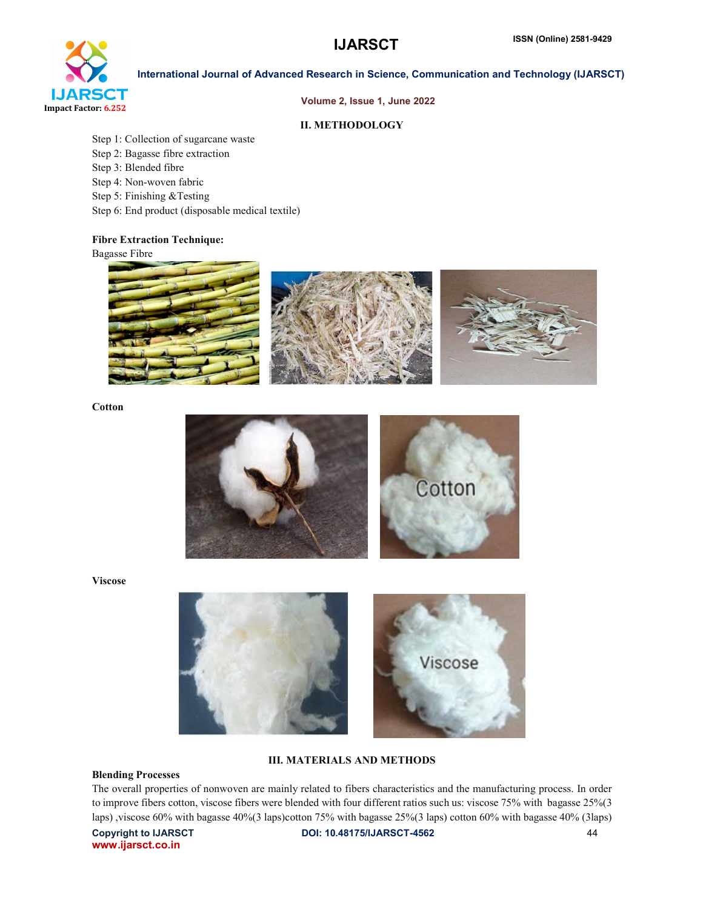## II. METHODOLOGY

Step 1: Collection of sugarcane waste
Step 2: Bagasse fibre extraction
Step 3: Blended fibre
Step 4: Non-woven fabric
Step 5: Finishing &Testing
Step 6: End product (disposable medical textile)

**Fibre Extraction Technique:**

Bagasse Fibre

**Cotton**

**Viscose**

## III. MATERIALS AND METHODS

**Blending Processes**

The overall properties of nonwoven are mainly related to fibers characteristics and the manufacturing process. In order to improve fibers cotton, viscose fibers were blended with four different ratios such us: viscose 75% with bagasse 25%(3 laps) ,viscose 60% with bagasse 40%(3 laps)cotton 75% with bagasse 25%(3 laps) cotton 60% with bagasse 40% (3laps)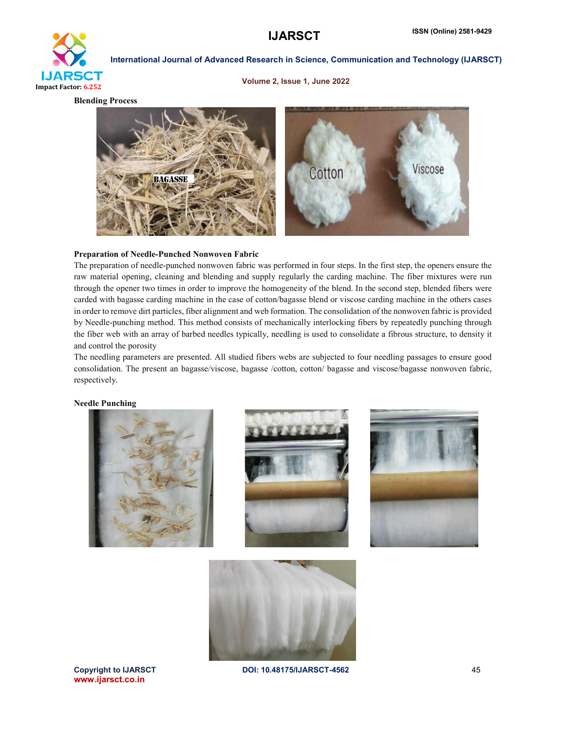**Blending Process**

**Preparation of Needle-Punched Nonwoven Fabric**

The preparation of needle-punched nonwoven fabric was performed in four steps. In the first step, the openers ensure the raw material opening, cleaning and blending and supply regularly the carding machine. The fiber mixtures were run through the opener two times in order to improve the homogeneity of the blend. In the second step, blended fibers were carded with bagasse carding machine in the case of cotton/bagasse blend or viscose carding machine in the others cases in order to remove dirt particles, fiber alignment and web formation. The consolidation of the nonwoven fabric is provided by Needle-punching method. This method consists of mechanically interlocking fibers by repeatedly punching through the fiber web with an array of barbed needles typically, needling is used to consolidate a fibrous structure, to density it and control the porosity

The needling parameters are presented. All studied fibers webs are subjected to four needling passages to ensure good consolidation. The present an bagasse/viscose, bagasse /cotton, cotton/ bagasse and viscose/bagasse nonwoven fabric, respectively.

**Needle Punching**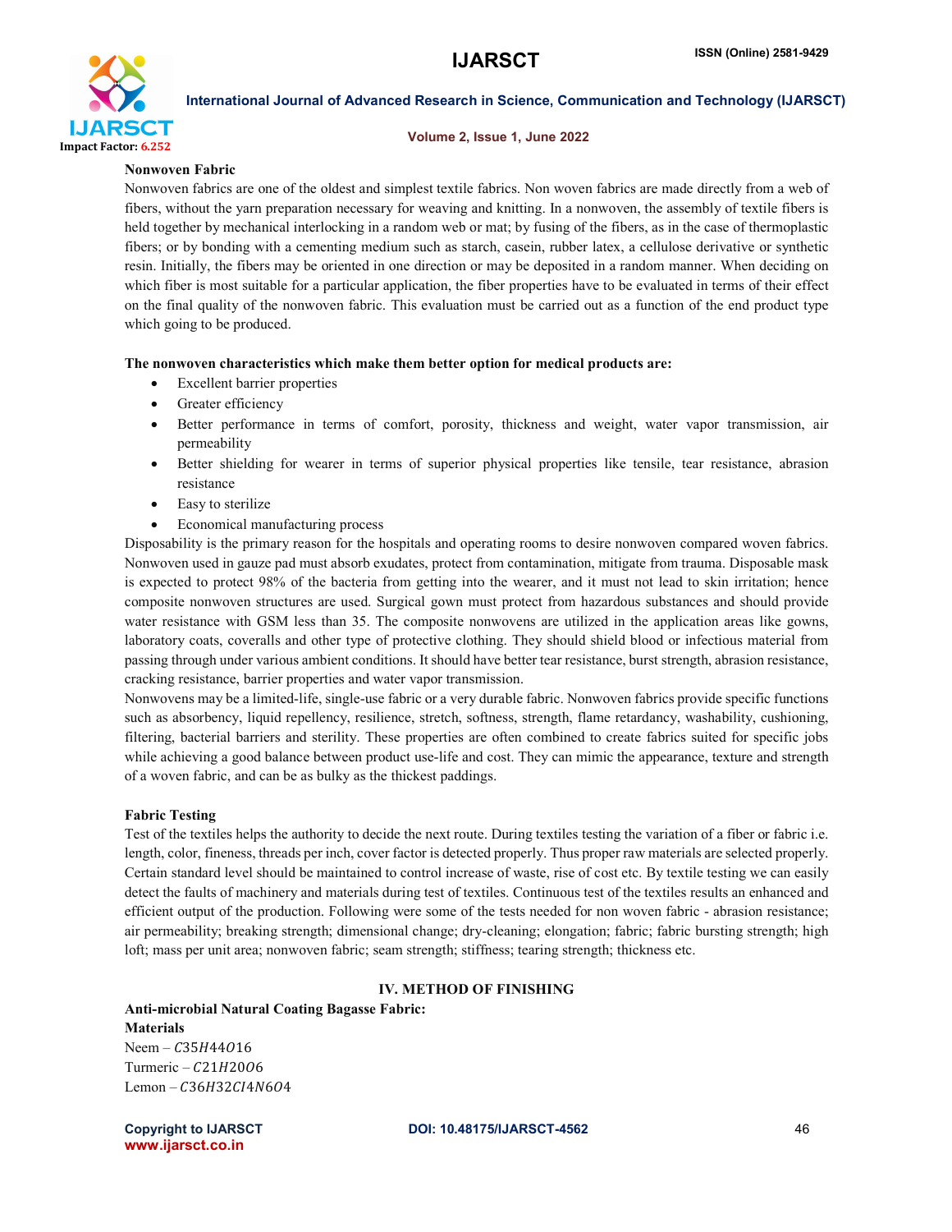**Nonwoven Fabric**

Nonwoven fabrics are one of the oldest and simplest textile fabrics. Non woven fabrics are made directly from a web of fibers, without the yarn preparation necessary for weaving and knitting. In a nonwoven, the assembly of textile fibers is held together by mechanical interlocking in a random web or mat; by fusing of the fibers, as in the case of thermoplastic fibers; or by bonding with a cementing medium such as starch, casein, rubber latex, a cellulose derivative or synthetic resin. Initially, the fibers may be oriented in one direction or may be deposited in a random manner. When deciding on which fiber is most suitable for a particular application, the fiber properties have to be evaluated in terms of their effect on the final quality of the nonwoven fabric. This evaluation must be carried out as a function of the end product type which going to be produced.

**The nonwoven characteristics which make them better option for medical products are:**

- Excellent barrier properties
- Greater efficiency
- Better performance in terms of comfort, porosity, thickness and weight, water vapor transmission, air permeability
- Better shielding for wearer in terms of superior physical properties like tensile, tear resistance, abrasion resistance
- Easy to sterilize
- Economical manufacturing process

Disposability is the primary reason for the hospitals and operating rooms to desire nonwoven compared woven fabrics. Nonwoven used in gauze pad must absorb exudates, protect from contamination, mitigate from trauma. Disposable mask is expected to protect 98% of the bacteria from getting into the wearer, and it must not lead to skin irritation; hence composite nonwoven structures are used. Surgical gown must protect from hazardous substances and should provide water resistance with GSM less than 35. The composite nonwovens are utilized in the application areas like gowns, laboratory coats, coveralls and other type of protective clothing. They should shield blood or infectious material from passing through under various ambient conditions. It should have better tear resistance, burst strength, abrasion resistance, cracking resistance, barrier properties and water vapor transmission.

Nonwovens may be a limited-life, single-use fabric or a very durable fabric. Nonwoven fabrics provide specific functions such as absorbency, liquid repellency, resilience, stretch, softness, strength, flame retardancy, washability, cushioning, filtering, bacterial barriers and sterility. These properties are often combined to create fabrics suited for specific jobs while achieving a good balance between product use-life and cost. They can mimic the appearance, texture and strength of a woven fabric, and can be as bulky as the thickest paddings.

**Fabric Testing**

Test of the textiles helps the authority to decide the next route. During textiles testing the variation of a fiber or fabric i.e. length, color, fineness, threads per inch, cover factor is detected properly. Thus proper raw materials are selected properly. Certain standard level should be maintained to control increase of waste, rise of cost etc. By textile testing we can easily detect the faults of machinery and materials during test of textiles. Continuous test of the textiles results an enhanced and efficient output of the production. Following were some of the tests needed for non woven fabric - abrasion resistance; air permeability; breaking strength; dimensional change; dry-cleaning; elongation; fabric; fabric bursting strength; high loft; mass per unit area; nonwoven fabric; seam strength; stiffness; tearing strength; thickness etc.

## IV. METHOD OF FINISHING

**Anti-microbial Natural Coating Bagasse Fabric:**

**Materials**

Neem – $C35H44O16$

Turmeric – $C21H20O6$

Lemon – $C36H32CI4N6O4$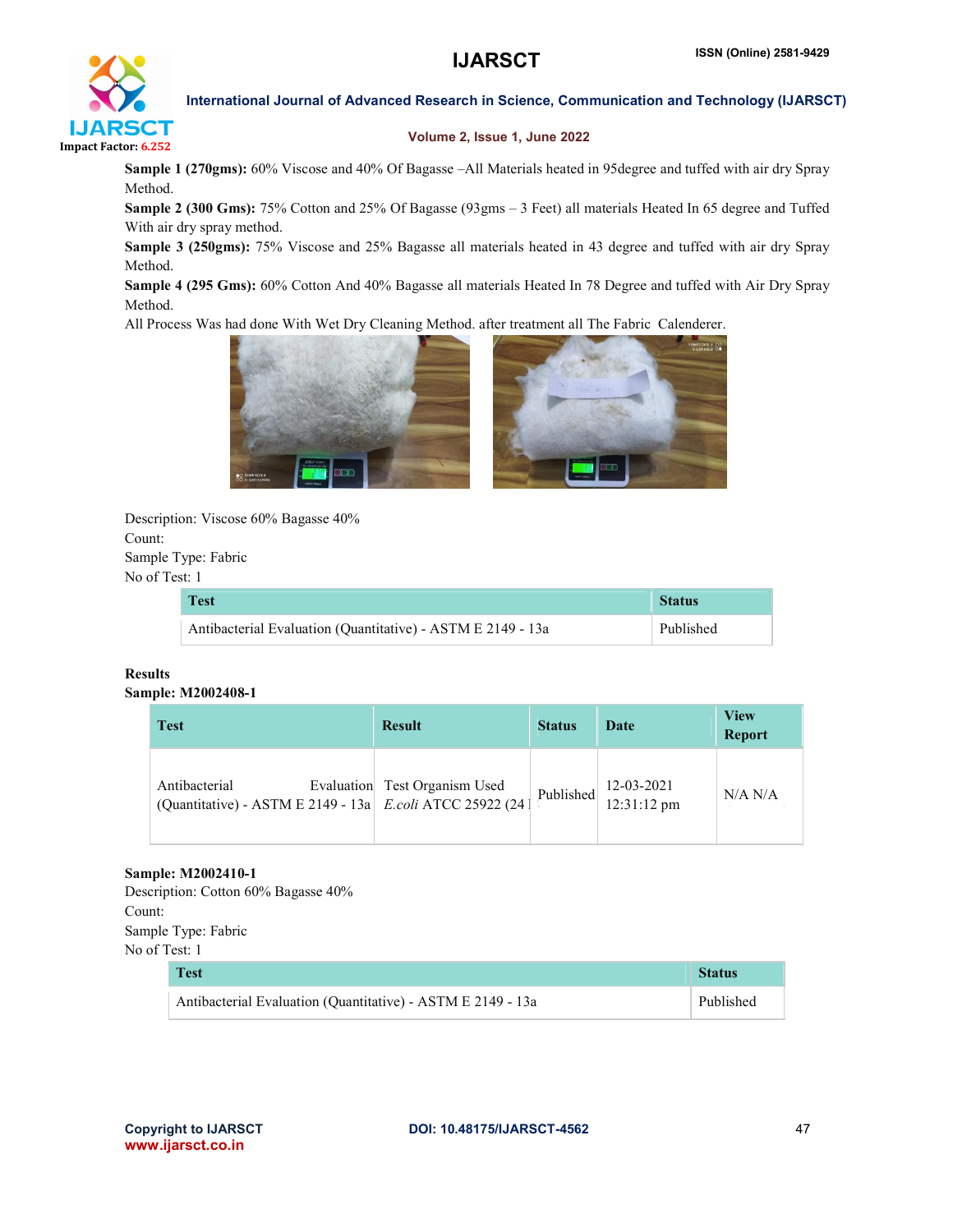**Sample 1 (270gms):** 60% Viscose and 40% Of Bagasse –All Materials heated in 95degree and tuffed with air dry Spray Method.

**Sample 2 (300 Gms):** 75% Cotton and 25% Of Bagasse (93gms – 3 Feet) all materials Heated In 65 degree and Tuffed With air dry spray method.

**Sample 3 (250gms):** 75% Viscose and 25% Bagasse all materials heated in 43 degree and tuffed with air dry Spray Method.

**Sample 4 (295 Gms):** 60% Cotton And 40% Bagasse all materials Heated In 78 Degree and tuffed with Air Dry Spray Method.

All Process Was had done With Wet Dry Cleaning Method. after treatment all The Fabric Calenderer.

Description: Viscose 60% Bagasse 40%
Count:
Sample Type: Fabric
No of Test: 1

| Test | Status |
|---|---|
| Antibacterial Evaluation (Quantitative) - ASTM E 2149 - 13a | Published |

**Results**

**Sample: M2002408-1**

| Test | Result | Status | Date | View Report |
|---|---|---|---|---|
| Antibacterial Evaluation (Quantitative) - ASTM E 2149 - 13a | Test Organism Used *E.coli* ATCC 25922 (24 | Published | 12-03-2021 12:31:12 pm | N/A N/A |

**Sample: M2002410-1**

Description: Cotton 60% Bagasse 40%
Count:
Sample Type: Fabric
No of Test: 1

| Test | Status |
|---|---|
| Antibacterial Evaluation (Quantitative) - ASTM E 2149 - 13a | Published |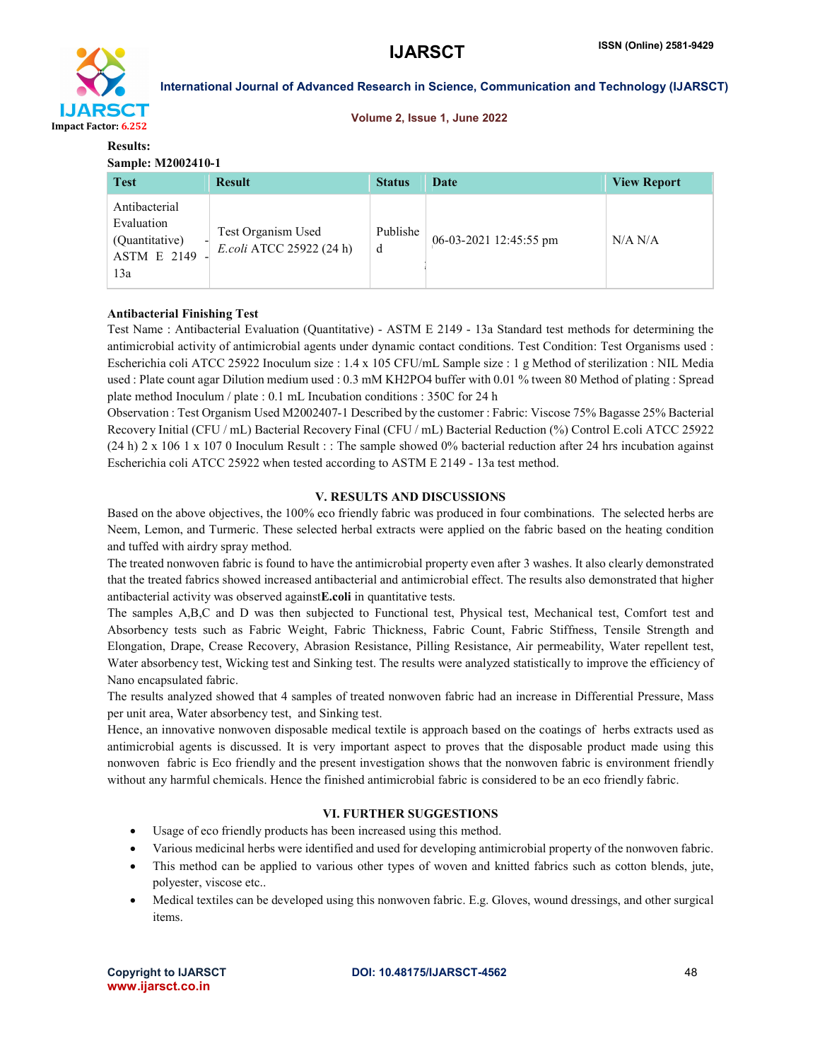**Results:**

**Sample: M2002410-1**

| Test | Result | Status | Date | View Report |
|---|---|---|---|---|
| Antibacterial Evaluation (Quantitative) - ASTM E 2149 - 13a | Test Organism Used *E.coli* ATCC 25922 (24 h) | Published | 06-03-2021 12:45:55 pm | N/A N/A |

**Antibacterial Finishing Test**

Test Name : Antibacterial Evaluation (Quantitative) - ASTM E 2149 - 13a Standard test methods for determining the antimicrobial activity of antimicrobial agents under dynamic contact conditions. Test Condition: Test Organisms used : Escherichia coli ATCC 25922 Inoculum size : 1.4 x 105 CFU/mL Sample size : 1 g Method of sterilization : NIL Media used : Plate count agar Dilution medium used : 0.3 mM $KH_2PO_4$ buffer with 0.01 % tween 80 Method of plating : Spread plate method Inoculum / plate : 0.1 mL Incubation conditions : 350C for 24 h

Observation : Test Organism Used M2002407-1 Described by the customer : Fabric: Viscose 75% Bagasse 25% Bacterial Recovery Initial (CFU / mL) Bacterial Recovery Final (CFU / mL) Bacterial Reduction (%) Control E.coli ATCC 25922 (24 h) 2 x 106 1 x 107 0 Inoculum Result : : The sample showed 0% bacterial reduction after 24 hrs incubation against Escherichia coli ATCC 25922 when tested according to ASTM E 2149 - 13a test method.

## V. RESULTS AND DISCUSSIONS

Based on the above objectives, the 100% eco friendly fabric was produced in four combinations. The selected herbs are Neem, Lemon, and Turmeric. These selected herbal extracts were applied on the fabric based on the heating condition and tuffed with airdry spray method.

The treated nonwoven fabric is found to have the antimicrobial property even after 3 washes. It also clearly demonstrated that the treated fabrics showed increased antibacterial and antimicrobial effect. The results also demonstrated that higher antibacterial activity was observed against**E.coli** in quantitative tests.

The samples A,B,C and D was then subjected to Functional test, Physical test, Mechanical test, Comfort test and Absorbency tests such as Fabric Weight, Fabric Thickness, Fabric Count, Fabric Stiffness, Tensile Strength and Elongation, Drape, Crease Recovery, Abrasion Resistance, Pilling Resistance, Air permeability, Water repellent test, Water absorbency test, Wicking test and Sinking test. The results were analyzed statistically to improve the efficiency of Nano encapsulated fabric.

The results analyzed showed that 4 samples of treated nonwoven fabric had an increase in Differential Pressure, Mass per unit area, Water absorbency test, and Sinking test.

Hence, an innovative nonwoven disposable medical textile is approach based on the coatings of herbs extracts used as antimicrobial agents is discussed. It is very important aspect to proves that the disposable product made using this nonwoven fabric is Eco friendly and the present investigation shows that the nonwoven fabric is environment friendly without any harmful chemicals. Hence the finished antimicrobial fabric is considered to be an eco friendly fabric.

## VI. FURTHER SUGGESTIONS

- Usage of eco friendly products has been increased using this method.
- Various medicinal herbs were identified and used for developing antimicrobial property of the nonwoven fabric.
- This method can be applied to various other types of woven and knitted fabrics such as cotton blends, jute, polyester, viscose etc..
- Medical textiles can be developed using this nonwoven fabric. E.g. Gloves, wound dressings, and other surgical items.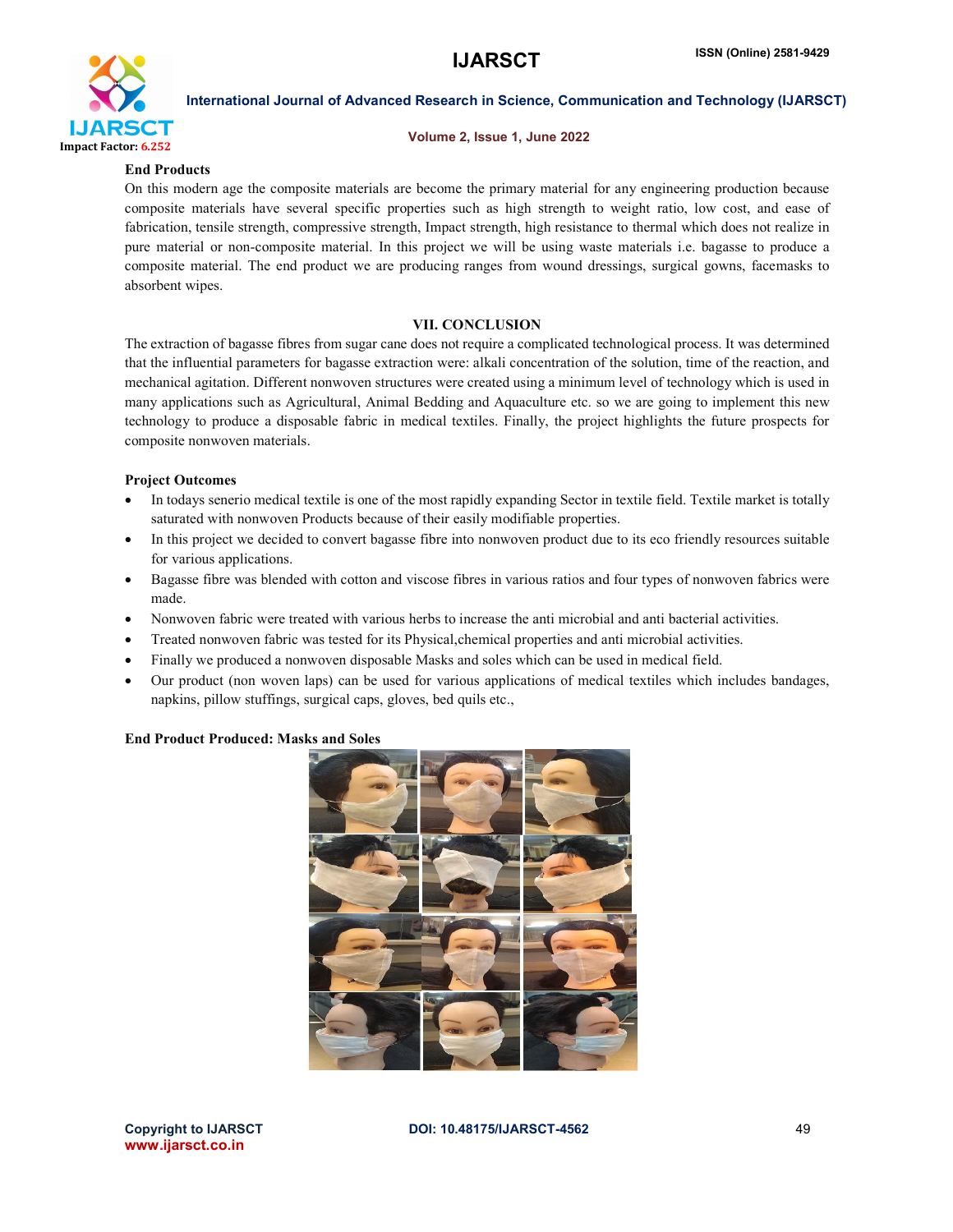**End Products**

On this modern age the composite materials are become the primary material for any engineering production because composite materials have several specific properties such as high strength to weight ratio, low cost, and ease of fabrication, tensile strength, compressive strength, Impact strength, high resistance to thermal which does not realize in pure material or non-composite material. In this project we will be using waste materials i.e. bagasse to produce a composite material. The end product we are producing ranges from wound dressings, surgical gowns, facemasks to absorbent wipes.

## VII. CONCLUSION

The extraction of bagasse fibres from sugar cane does not require a complicated technological process. It was determined that the influential parameters for bagasse extraction were: alkali concentration of the solution, time of the reaction, and mechanical agitation. Different nonwoven structures were created using a minimum level of technology which is used in many applications such as Agricultural, Animal Bedding and Aquaculture etc. so we are going to implement this new technology to produce a disposable fabric in medical textiles. Finally, the project highlights the future prospects for composite nonwoven materials.

**Project Outcomes**

- In todays senerio medical textile is one of the most rapidly expanding Sector in textile field. Textile market is totally saturated with nonwoven Products because of their easily modifiable properties.
- In this project we decided to convert bagasse fibre into nonwoven product due to its eco friendly resources suitable for various applications.
- Bagasse fibre was blended with cotton and viscose fibres in various ratios and four types of nonwoven fabrics were made.
- Nonwoven fabric were treated with various herbs to increase the anti microbial and anti bacterial activities.
- Treated nonwoven fabric was tested for its Physical,chemical properties and anti microbial activities.
- Finally we produced a nonwoven disposable Masks and soles which can be used in medical field.
- Our product (non woven laps) can be used for various applications of medical textiles which includes bandages, napkins, pillow stuffings, surgical caps, gloves, bed quils etc.,

**End Product Produced: Masks and Soles**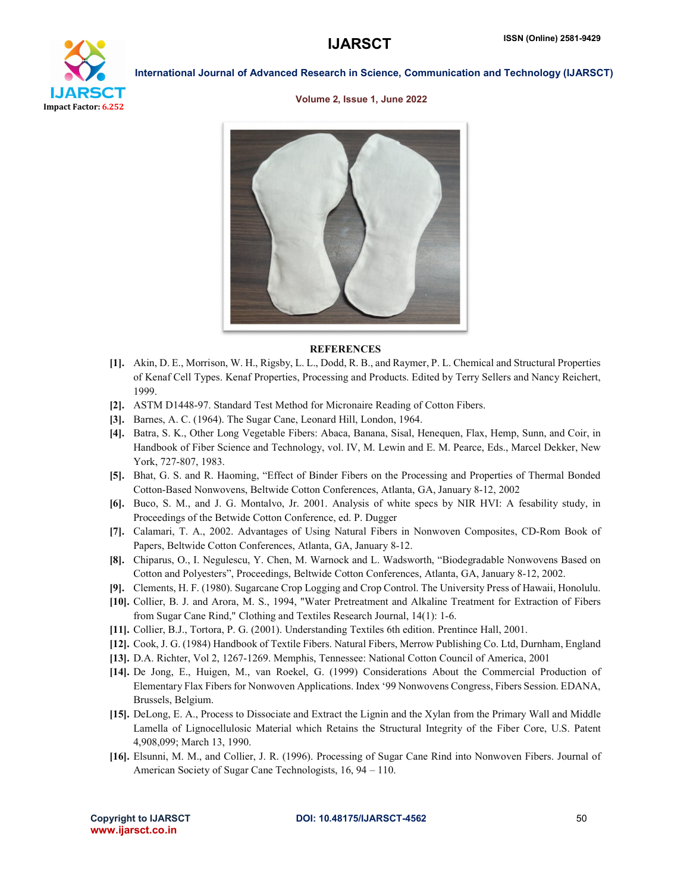## REFERENCES

[1]. Akin, D. E., Morrison, W. H., Rigsby, L. L., Dodd, R. B., and Raymer, P. L. Chemical and Structural Properties of Kenaf Cell Types. Kenaf Properties, Processing and Products. Edited by Terry Sellers and Nancy Reichert, 1999.

[2]. ASTM D1448-97. Standard Test Method for Micronaire Reading of Cotton Fibers.

[3]. Barnes, A. C. (1964). The Sugar Cane, Leonard Hill, London, 1964.

[4]. Batra, S. K., Other Long Vegetable Fibers: Abaca, Banana, Sisal, Henequen, Flax, Hemp, Sunn, and Coir, in Handbook of Fiber Science and Technology, vol. IV, M. Lewin and E. M. Pearce, Eds., Marcel Dekker, New York, 727-807, 1983.

[5]. Bhat, G. S. and R. Haoming, "Effect of Binder Fibers on the Processing and Properties of Thermal Bonded Cotton-Based Nonwovens, Beltwide Cotton Conferences, Atlanta, GA, January 8-12, 2002

[6]. Buco, S. M., and J. G. Montalvo, Jr. 2001. Analysis of white specs by NIR HVI: A fesability study, in Proceedings of the Betwide Cotton Conference, ed. P. Dugger

[7]. Calamari, T. A., 2002. Advantages of Using Natural Fibers in Nonwoven Composites, CD-Rom Book of Papers, Beltwide Cotton Conferences, Atlanta, GA, January 8-12.

[8]. Chiparus, O., I. Negulescu, Y. Chen, M. Warnock and L. Wadsworth, "Biodegradable Nonwovens Based on Cotton and Polyesters", Proceedings, Beltwide Cotton Conferences, Atlanta, GA, January 8-12, 2002.

[9]. Clements, H. F. (1980). Sugarcane Crop Logging and Crop Control. The University Press of Hawaii, Honolulu.

[10]. Collier, B. J. and Arora, M. S., 1994, "Water Pretreatment and Alkaline Treatment for Extraction of Fibers from Sugar Cane Rind," Clothing and Textiles Research Journal, 14(1): 1-6.

[11]. Collier, B.J., Tortora, P. G. (2001). Understanding Textiles 6th edition. Prentice Hall, 2001.

[12]. Cook, J. G. (1984) Handbook of Textile Fibers. Natural Fibers, Merrow Publishing Co. Ltd, Durnham, England

[13]. D.A. Richter, Vol 2, 1267-1269. Memphis, Tennessee: National Cotton Council of America, 2001

[14]. De Jong, E., Huigen, M., van Roekel, G. (1999) Considerations About the Commercial Production of Elementary Flax Fibers for Nonwoven Applications. Index '99 Nonwovens Congress, Fibers Session. EDANA, Brussels, Belgium.

[15]. DeLong, E. A., Process to Dissociate and Extract the Lignin and the Xylan from the Primary Wall and Middle Lamella of Lignocellulosic Material which Retains the Structural Integrity of the Fiber Core, U.S. Patent 4,908,099; March 13, 1990.

[16]. Elsunni, M. M., and Collier, J. R. (1996). Processing of Sugar Cane Rind into Nonwoven Fibers. Journal of American Society of Sugar Cane Technologists, 16, 94 – 110.